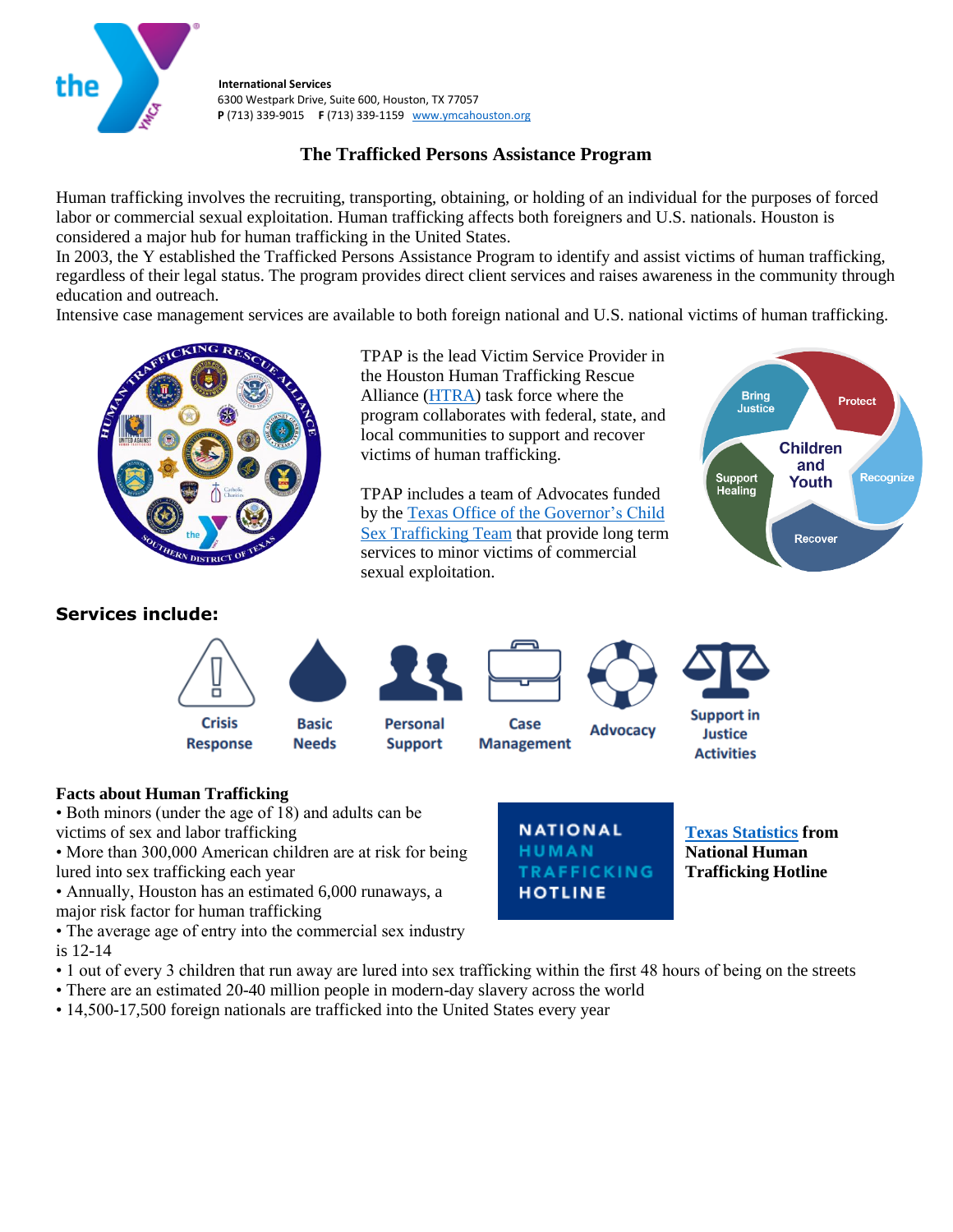**International Services**
6300 Westpark Drive, Suite 600, Houston, TX 77057
**P** (713) 339-9015 **F** (713) 339-1159 www.ymcahouston.org

# The Trafficked Persons Assistance Program

Human trafficking involves the recruiting, transporting, obtaining, or holding of an individual for the purposes of forced labor or commercial sexual exploitation. Human trafficking affects both foreigners and U.S. nationals. Houston is considered a major hub for human trafficking in the United States.

In 2003, the Y established the Trafficked Persons Assistance Program to identify and assist victims of human trafficking, regardless of their legal status. The program provides direct client services and raises awareness in the community through education and outreach.

Intensive case management services are available to both foreign national and U.S. national victims of human trafficking.

TPAP is the lead Victim Service Provider in the Houston Human Trafficking Rescue Alliance (HTRA) task force where the program collaborates with federal, state, and local communities to support and recover victims of human trafficking.

TPAP includes a team of Advocates funded by the Texas Office of the Governor's Child Sex Trafficking Team that provide long term services to minor victims of commercial sexual exploitation.

## Services include:

- Crisis Response
- Basic Needs
- Personal Support
- Case Management
- Advocacy
- Support in Justice Activities

**Facts about Human Trafficking**

- Both minors (under the age of 18) and adults can be victims of sex and labor trafficking
- More than 300,000 American children are at risk for being lured into sex trafficking each year
- Annually, Houston has an estimated 6,000 runaways, a major risk factor for human trafficking
- The average age of entry into the commercial sex industry is 12-14
- 1 out of every 3 children that run away are lured into sex trafficking within the first 48 hours of being on the streets
- There are an estimated 20-40 million people in modern-day slavery across the world
- 14,500-17,500 foreign nationals are trafficked into the United States every year

**Texas Statistics from National Human Trafficking Hotline**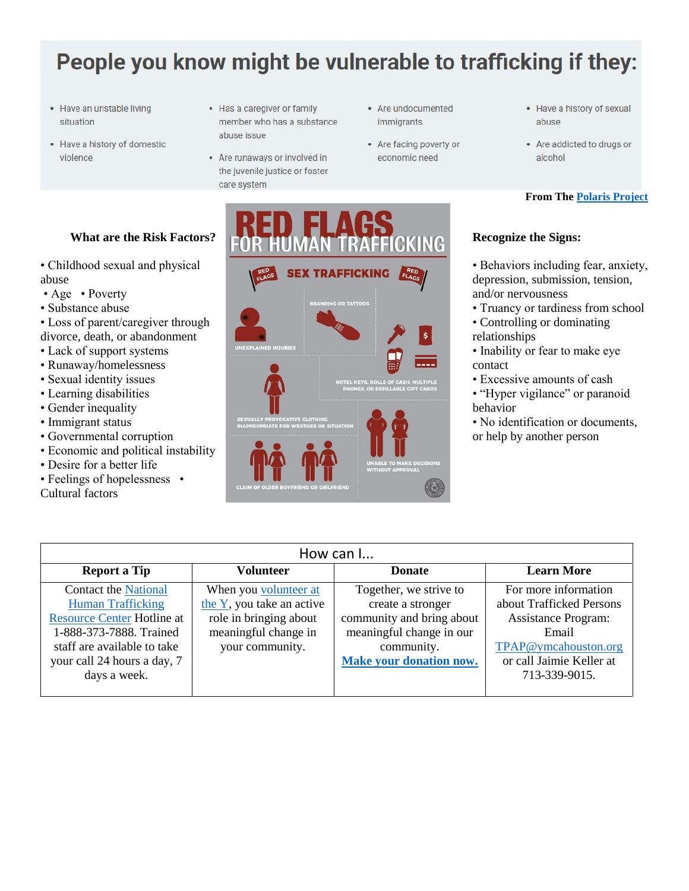# People you know might be vulnerable to trafficking if they:

- Have an unstable living situation
- Have a history of domestic violence
- Has a caregiver or family member who has a substance abuse issue
- Are runaways or involved in the juvenile justice or foster care system
- Are undocumented immigrants
- Are facing poverty or economic need
- Have a history of sexual abuse
- Are addicted to drugs or alcohol

**From The [Polaris Project]()**

**What are the Risk Factors?**

• Childhood sexual and physical abuse
• Age • Poverty
• Substance abuse
• Loss of parent/caregiver through divorce, death, or abandonment
• Lack of support systems
• Runaway/homelessness
• Sexual identity issues
• Learning disabilities
• Gender inequality
• Immigrant status
• Governmental corruption
• Economic and political instability
• Desire for a better life
• Feelings of hopelessness • Cultural factors

RED FLAGS FOR HUMAN TRAFFICKING

SEX TRAFFICKING

UNEXPLAINED INJURIES

BRANDING OR TATTOOS

HOTEL KEYS, ROLLS OF CASH, MULTIPLE PHONES, OR REFILLABLE GIFT CARDS

SEXUALLY PROVOCATIVE CLOTHING INAPPROPRIATE FOR WEATHER OR SITUATION

UNABLE TO MAKE DECISIONS WITHOUT APPROVAL

CLAIM OF OLDER BOYFRIEND OR GIRLFRIEND

**Recognize the Signs:**

• Behaviors including fear, anxiety, depression, submission, tension, and/or nervousness
• Truancy or tardiness from school
• Controlling or dominating relationships
• Inability or fear to make eye contact
• Excessive amounts of cash
• "Hyper vigilance" or paranoid behavior
• No identification or documents, or help by another person

| How can I... | | | |
|---|---|---|---|
| **Report a Tip** | **Volunteer** | **Donate** | **Learn More** |
| Contact the National Human Trafficking Resource Center Hotline at 1-888-373-7888. Trained staff are available to take your call 24 hours a day, 7 days a week. | When you volunteer at the Y, you take an active role in bringing about meaningful change in your community. | Together, we strive to create a stronger community and bring about meaningful change in our community. **Make your donation now.** | For more information about Trafficked Persons Assistance Program: Email TPAP@ymcahouston.org or call Jaimie Keller at 713-339-9015. |